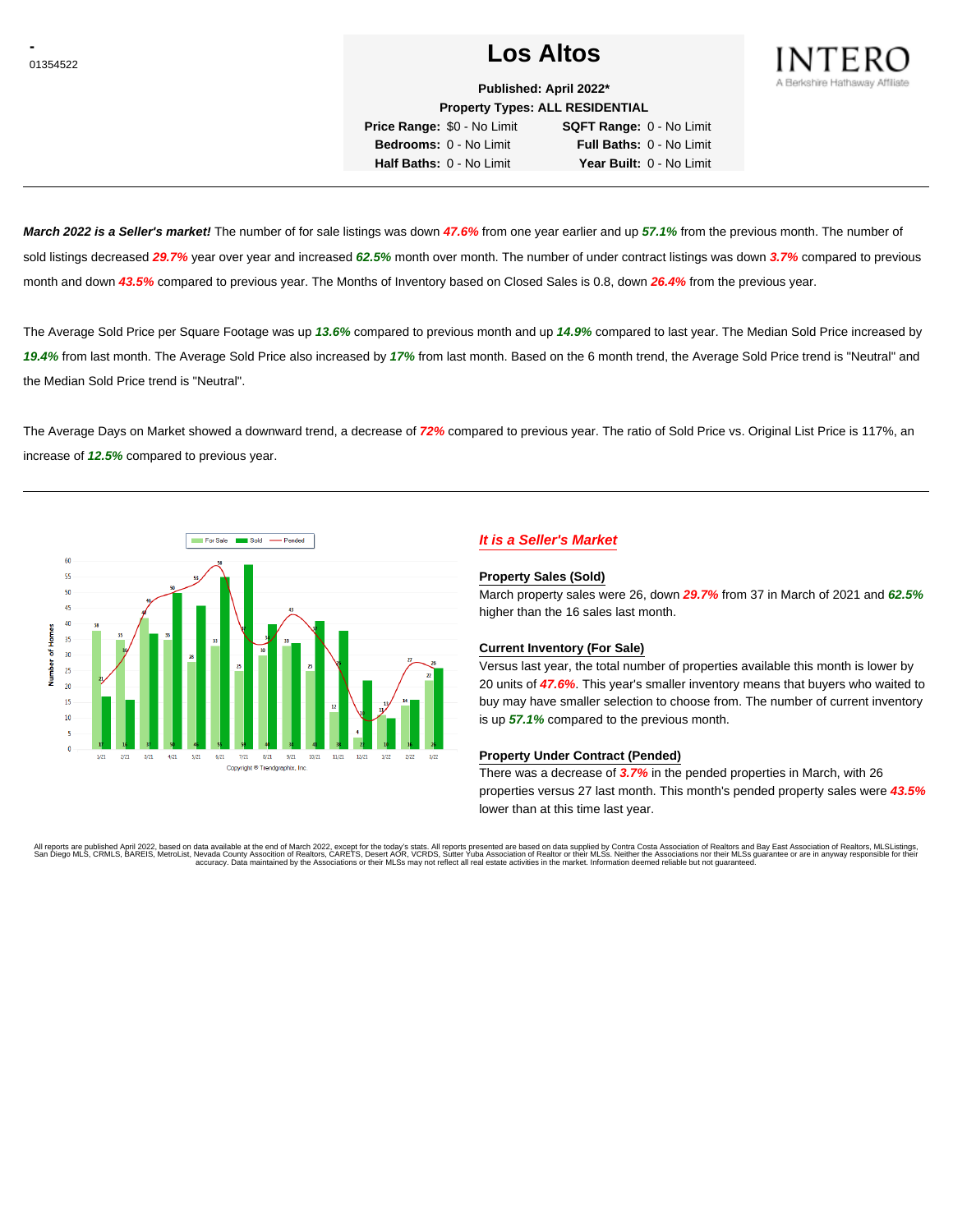-
01354522

# Los Altos

**Published: April 2022***

**Property Types: ALL RESIDENTIAL**

| | | | |
|---|---|---|---|
| **Price Range:** | $0 - No Limit | **SQFT Range:** | 0 - No Limit |
| **Bedrooms:** | 0 - No Limit | **Full Baths:** | 0 - No Limit |
| **Half Baths:** | 0 - No Limit | **Year Built:** | 0 - No Limit |

INTERO
A Berkshire Hathaway Affiliate

***March 2022 is a Seller's market!*** The number of for sale listings was down ***47.6%*** from one year earlier and up ***57.1%*** from the previous month. The number of sold listings decreased ***29.7%*** year over year and increased ***62.5%*** month over month. The number of under contract listings was down ***3.7%*** compared to previous month and down ***43.5%*** compared to previous year. The Months of Inventory based on Closed Sales is 0.8, down ***26.4%*** from the previous year.

The Average Sold Price per Square Footage was up ***13.6%*** compared to previous month and up ***14.9%*** compared to last year. The Median Sold Price increased by ***19.4%*** from last month. The Average Sold Price also increased by ***17%*** from last month. Based on the 6 month trend, the Average Sold Price trend is "Neutral" and the Median Sold Price trend is "Neutral".

The Average Days on Market showed a downward trend, a decrease of ***72%*** compared to previous year. The ratio of Sold Price vs. Original List Price is 117%, an increase of ***12.5%*** compared to previous year.

Copyright © Trendgraphix, Inc.

## *It is a Seller's Market*

### Property Sales (Sold)

March property sales were 26, down ***29.7%*** from 37 in March of 2021 and ***62.5%*** higher than the 16 sales last month.

### Current Inventory (For Sale)

Versus last year, the total number of properties available this month is lower by 20 units of ***47.6%***. This year's smaller inventory means that buyers who waited to buy may have smaller selection to choose from. The number of current inventory is up ***57.1%*** compared to the previous month.

### Property Under Contract (Pended)

There was a decrease of ***3.7%*** in the pended properties in March, with 26 properties versus 27 last month. This month's pended property sales were ***43.5%*** lower than at this time last year.

All reports are published April 2022, based on data available at the end of March 2022, except for the today's stats. All reports presented are based on data supplied by Contra Costa Association of Realtors and Bay East Association of Realtors, MLSListings, San Diego MLS, CRMLS, BAREIS, MetroList, Nevada County Association of Realtors, CARETS, Desert AOR, VCRDS, Sutter Yuba Association of Realtor or their MLSs. Neither the Associations nor their MLSs guarantee or are in anyway responsible for their accuracy. Data maintained by the Associations or their MLSs may not reflect all real estate activities in the market. Information deemed reliable but not guaranteed.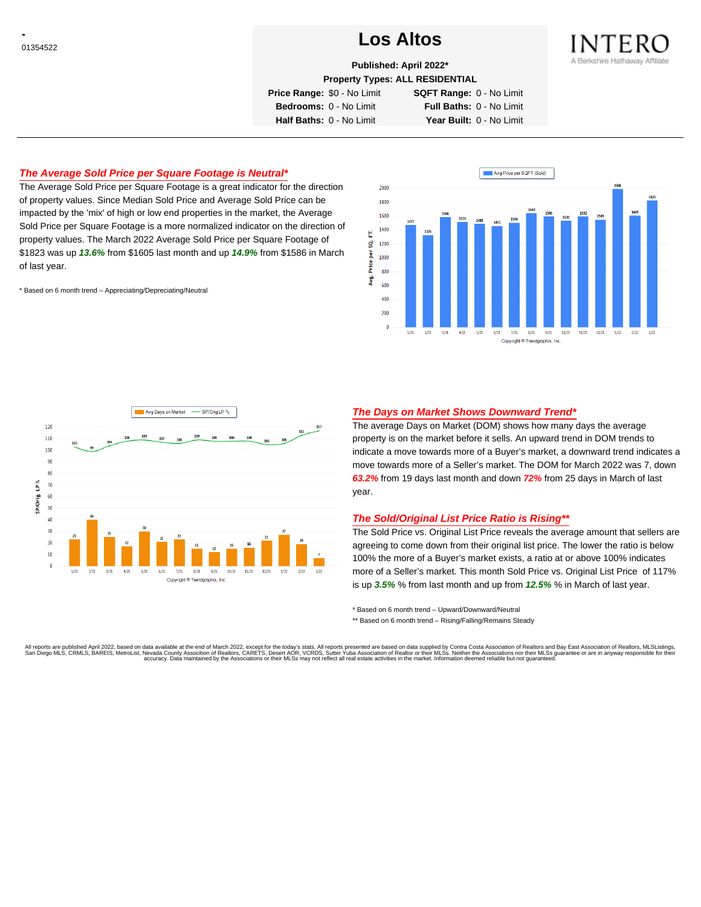-
01354522

# Los Altos

**Published: April 2022***
**Property Types: ALL RESIDENTIAL**

| | | | |
|---|---|---|---|
| **Price Range:** | $0 - No Limit | **SQFT Range:** | 0 - No Limit |
| **Bedrooms:** | 0 - No Limit | **Full Baths:** | 0 - No Limit |
| **Half Baths:** | 0 - No Limit | **Year Built:** | 0 - No Limit |

INTERO
A Berkshire Hathaway Affiliate

## *The Average Sold Price per Square Footage is Neutral**

The Average Sold Price per Square Footage is a great indicator for the direction of property values. Since Median Sold Price and Average Sold Price can be impacted by the 'mix' of high or low end properties in the market, the Average Sold Price per Square Footage is a more normalized indicator on the direction of property values. The March 2022 Average Sold Price per Square Footage of $1823 was up ***13.6%*** from $1605 last month and up ***14.9%*** from $1586 in March of last year.

\* Based on 6 month trend – Appreciating/Depreciating/Neutral

Avg Price per SQFT (Sold)

| Month | 1/21 | 2/21 | 3/21 | 4/21 | 5/21 | 6/21 | 7/21 | 8/21 | 9/21 | 10/21 | 11/21 | 12/21 | 1/22 | 2/22 | 3/22 |
|---|---|---|---|---|---|---|---|---|---|---|---|---|---|---|---|
| Avg. Price per SQ. FT. | 1473 | 1326 | 1586 | 1515 | 1488 | 1455 | 1504 | 1642 | 1590 | 1530 | 1592 | 1549 | 1988 | 1605 | 1823 |

Copyright ® Trendgraphix, Inc.

Avg Days on Market — SP/Orig LP %

| Month | 1/21 | 2/21 | 3/21 | 4/21 | 5/21 | 6/21 | 7/21 | 8/21 | 9/21 | 10/21 | 11/21 | 12/21 | 1/22 | 2/22 | 3/22 |
|---|---|---|---|---|---|---|---|---|---|---|---|---|---|---|---|
| Avg Days on Market | 23 | 40 | 25 | 17 | 30 | 21 | 23 | 15 | 12 | 15 | 16 | 22 | 27 | 19 | 7 |
| SP/Orig LP % | 103 | 99 | 104 | 108 | 109 | 107 | 106 | 109 | 108 | 108 | 108 | 105 | 106 | 113 | 117 |

Copyright ® Trendgraphix, Inc.

## *The Days on Market Shows Downward Trend**

The average Days on Market (DOM) shows how many days the average property is on the market before it sells. An upward trend in DOM trends to indicate a move towards more of a Buyer's market, a downward trend indicates a move towards more of a Seller's market. The DOM for March 2022 was 7, down ***63.2%*** from 19 days last month and down ***72%*** from 25 days in March of last year.

## *The Sold/Original List Price Ratio is Rising***

The Sold Price vs. Original List Price reveals the average amount that sellers are agreeing to come down from their original list price. The lower the ratio is below 100% the more of a Buyer's market exists, a ratio at or above 100% indicates more of a Seller's market. This month Sold Price vs. Original List Price of 117% is up ***3.5%*** % from last month and up from ***12.5%*** % in March of last year.

\* Based on 6 month trend – Upward/Downward/Neutral

\** Based on 6 month trend – Rising/Falling/Remains Steady

All reports are published April 2022, based on data available at the end of March 2022, except for the today's stats. All reports presented are based on data supplied by Contra Costa Association of Realtors and Bay East Association of Realtors, MLSListings, San Diego MLS, CRMLS, BAREIS, MetroList, Nevada County Association of Realtors, CARETS, Desert AOR, VCRDS, Sutter Yuba Association of Realtor or their MLSs. Neither the Associations nor their MLSs guarantee or are in anyway responsible for their accuracy. Data maintained by the Associations or their MLSs may not reflect all real estate activities in the market. Information deemed reliable but not guaranteed.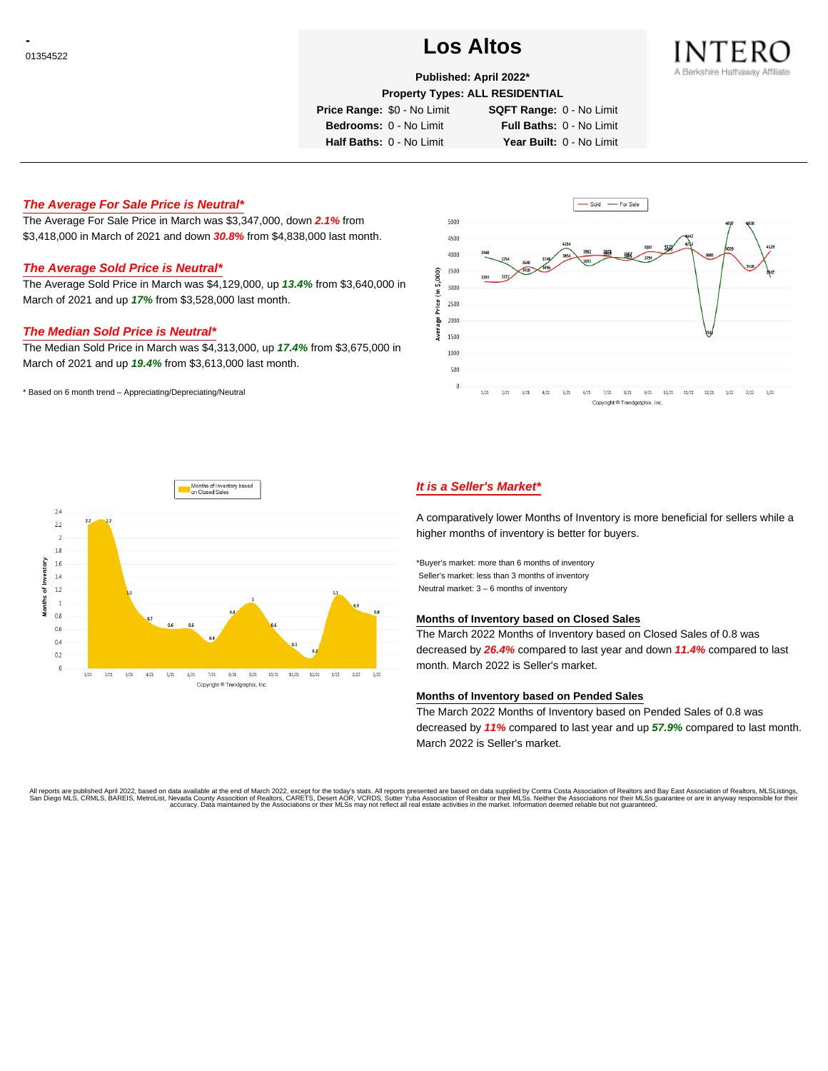- 
01354522

# Los Altos

**Published: April 2022***
**Property Types: ALL RESIDENTIAL**

| | | | |
|---|---|---|---|
| **Price Range:** | $0 - No Limit | **SQFT Range:** | 0 - No Limit |
| **Bedrooms:** | 0 - No Limit | **Full Baths:** | 0 - No Limit |
| **Half Baths:** | 0 - No Limit | **Year Built:** | 0 - No Limit |

INTERO
A Berkshire Hathaway Affiliate

---

### *The Average For Sale Price is Neutral**

The Average For Sale Price in March was $3,347,000, down ***2.1%*** from $3,418,000 in March of 2021 and down ***30.8%*** from $4,838,000 last month.

### *The Average Sold Price is Neutral**

The Average Sold Price in March was $4,129,000, up ***13.4%*** from $3,640,000 in March of 2021 and up ***17%*** from $3,528,000 last month.

### *The Median Sold Price is Neutral**

The Median Sold Price in March was $4,313,000, up ***17.4%*** from $3,675,000 in March of 2021 and up ***19.4%*** from $3,613,000 last month.

\* Based on 6 month trend – Appreciating/Depreciating/Neutral

### *It is a Seller's Market**

A comparatively lower Months of Inventory is more beneficial for sellers while a higher months of inventory is better for buyers.

*Buyer's market: more than 6 months of inventory
Seller's market: less than 3 months of inventory
Neutral market: 3 – 6 months of inventory

#### Months of Inventory based on Closed Sales

The March 2022 Months of Inventory based on Closed Sales of 0.8 was decreased by ***26.4%*** compared to last year and down ***11.4%*** compared to last month. March 2022 is Seller's market.

#### Months of Inventory based on Pended Sales

The March 2022 Months of Inventory based on Pended Sales of 0.8 was decreased by ***11%*** compared to last year and up ***57.9%*** compared to last month. March 2022 is Seller's market.

All reports are published April 2022, based on data available at the end of March 2022, except for the today's stats. All reports presented are based on data supplied by Contra Costa Association of Realtors and Bay East Association of Realtors, MLSListings, San Diego MLS, CRMLS, BAREIS, MetroList, Nevada County Association of Realtors, CARETS, Desert AOR, VCRDS, Sutter Yuba Association of Realtor or their MLSs. Neither the Associations nor their MLSs guarantee or are in anyway responsible for their accuracy. Data maintained by the Associations or their MLSs may not reflect all real estate activities in the market. Information deemed reliable but not guaranteed.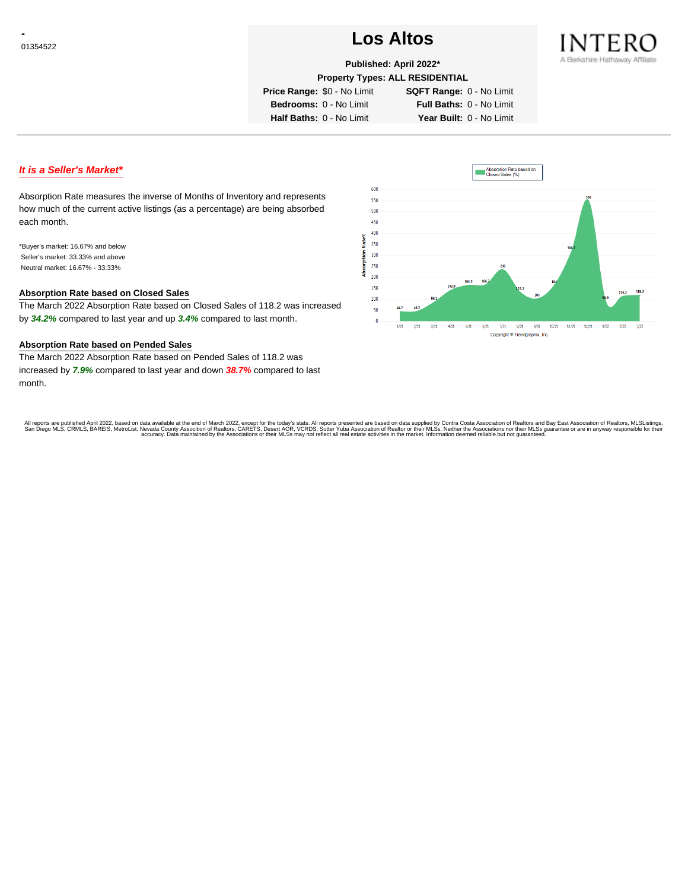-
01354522

# Los Altos

**Published: April 2022***
**Property Types: ALL RESIDENTIAL**

**Price Range:** $0 - No Limit | **SQFT Range:** 0 - No Limit
**Bedrooms:** 0 - No Limit | **Full Baths:** 0 - No Limit
**Half Baths:** 0 - No Limit | **Year Built:** 0 - No Limit

INTERO
A Berkshire Hathaway Affiliate

---

## *It is a Seller's Market**

Absorption Rate measures the inverse of Months of Inventory and represents how much of the current active listings (as a percentage) are being absorbed each month.

*Buyer's market: 16.67% and below
Seller's market: 33.33% and above
Neutral market: 16.67% - 33.33%

### Absorption Rate based on Closed Sales

The March 2022 Absorption Rate based on Closed Sales of 118.2 was increased by ***34.2%*** compared to last year and up ***3.4%*** compared to last month.

### Absorption Rate based on Pended Sales

The March 2022 Absorption Rate based on Pended Sales of 118.2 was increased by ***7.9%*** compared to last year and down ***38.7%*** compared to last month.

Absorption Rate based on Closed Sales (%)
Absorption Rate%
600
550
500
450
400
350
300
250
200
150
100
50
0
44.7
45.7
88.1
142.9
164.3
166.7
230
115.1
101
164
316.7
550
80.9
114.3
118.2
1/21
2/21
3/21
4/21
5/21
6/21
7/21
8/21
9/21
10/21
11/21
12/21
1/22
2/22
3/22
Copyright © Trendgraphix, Inc.

All reports are published April 2022, based on data available at the end of March 2022, except for the today's stats. All reports presented are based on data supplied by Contra Costa Association of Realtors and Bay East Association of Realtors, MLSListings, San Diego MLS, CRMLS, BAREIS, MetroList, Nevada County Assocition of Realtors, CARETS, Desert AOR, VCRDS, Sutter Yuba Association of Realtor or their MLSs. Neither the Associations nor their MLSs guarantee or are in anyway responsible for their accuracy. Data maintained by the Associations or their MLSs may not reflect all real estate activities in the market. Information deemed reliable but not guaranteed.